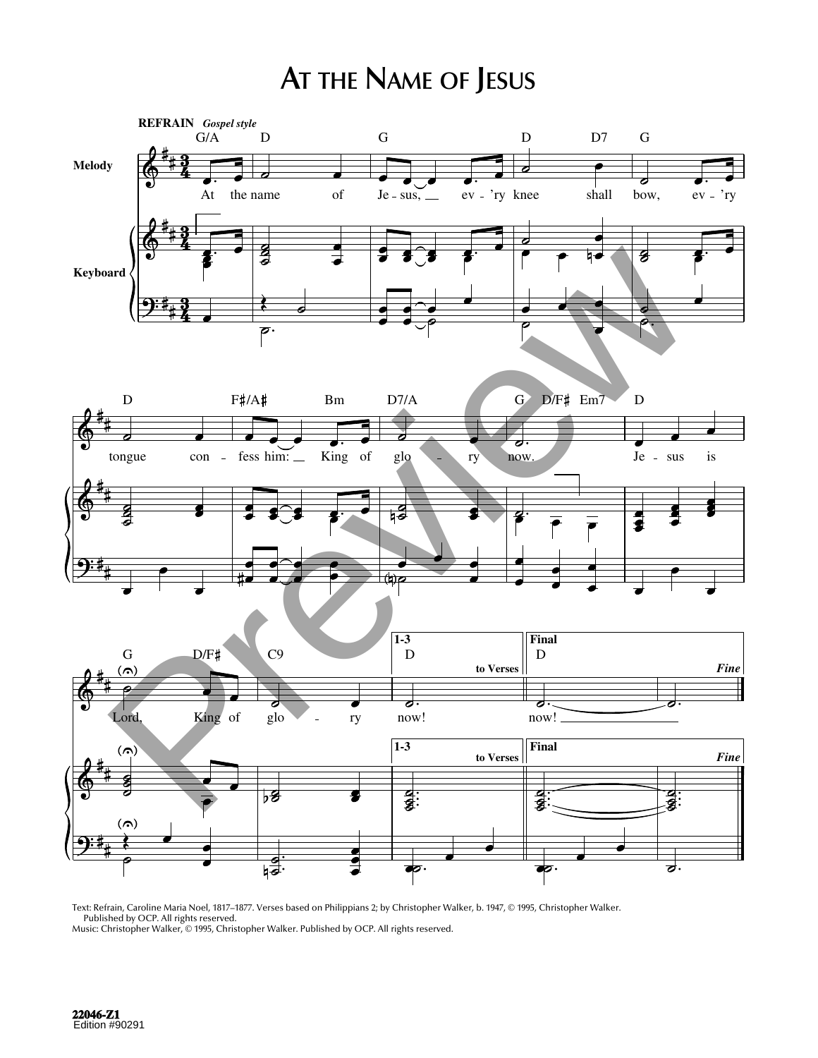# At the Name of Jesus

**REFRAIN** *Gospel style*

Melody

Keyboard

At the name of Je - sus, ev - 'ry knee shall bow, ev - 'ry tongue con - fess him: King of glo - ry now. Je - sus is Lord, King of glo - ry now!

1-3 — to Verses

Final — now! — *Fine*

Text: Refrain, Caroline Maria Noel, 1817–1877. Verses based on Philippians 2; by Christopher Walker, b. 1947, © 1995, Christopher Walker. Published by OCP. All rights reserved.
Music: Christopher Walker, © 1995, Christopher Walker. Published by OCP. All rights reserved.

22046-Z1
Edition #90291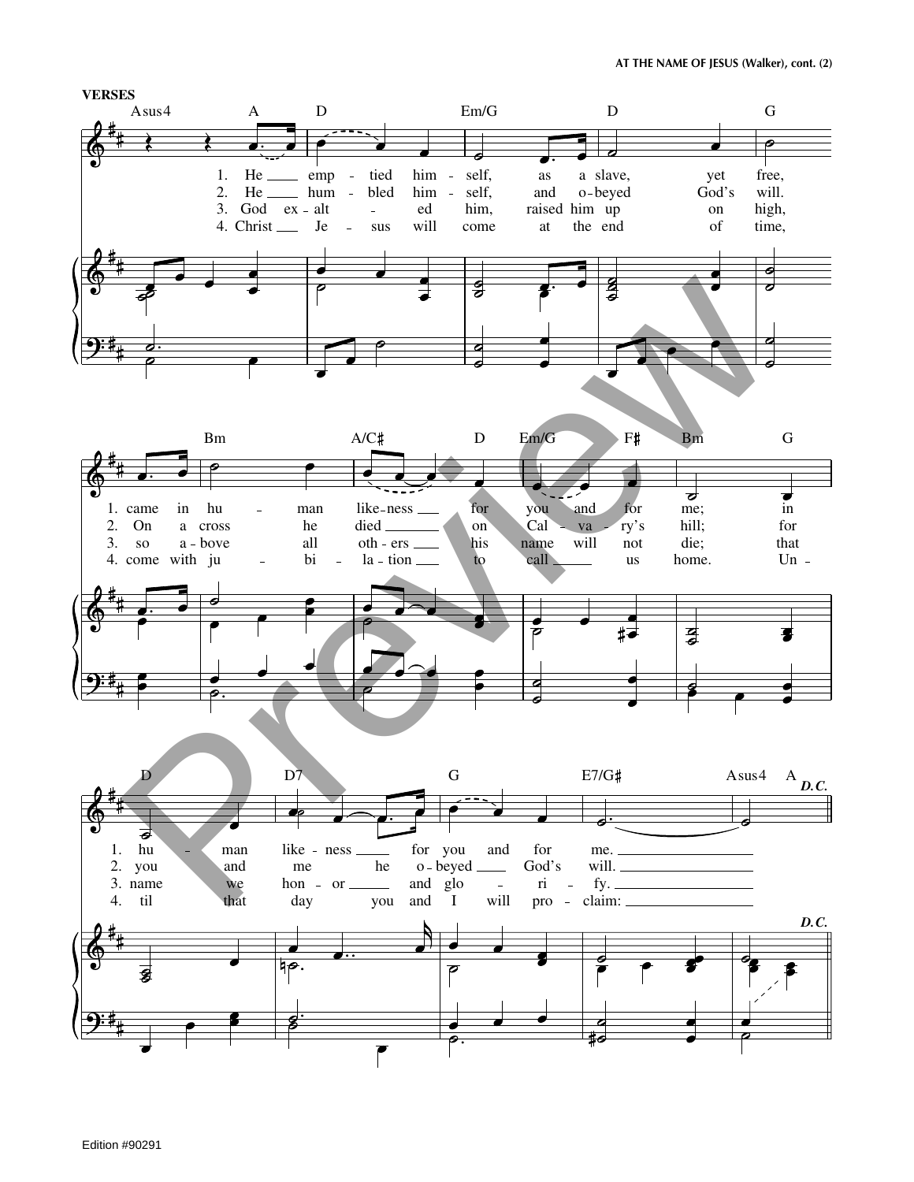**VERSES**

Asus4 A D Em/G D G

1. He emp - tied him - self, as a slave, yet free,
2. He hum - bled him - self, and o - beyed God's will.
3. God ex - alt - ed him, raised him up on high,
4. Christ Je - sus will come at the end of time,

Bm A/C♯ D Em/G F♯ Bm G

1. came in hu - man like - ness for you and for me; in
2. On a cross he died on Cal - va - ry's hill; for
3. so a - bove all oth - ers his name will not die; that
4. come with ju - bi - la - tion to call us home. Un -

D D7 G E7/G♯ Asus4 A

1. hu - man like - ness for you and for me.
2. you and me he o - beyed God's will.
3. name we hon - or and glo - ri - fy.
4. til that day you and I will pro - claim:

*D.C.*